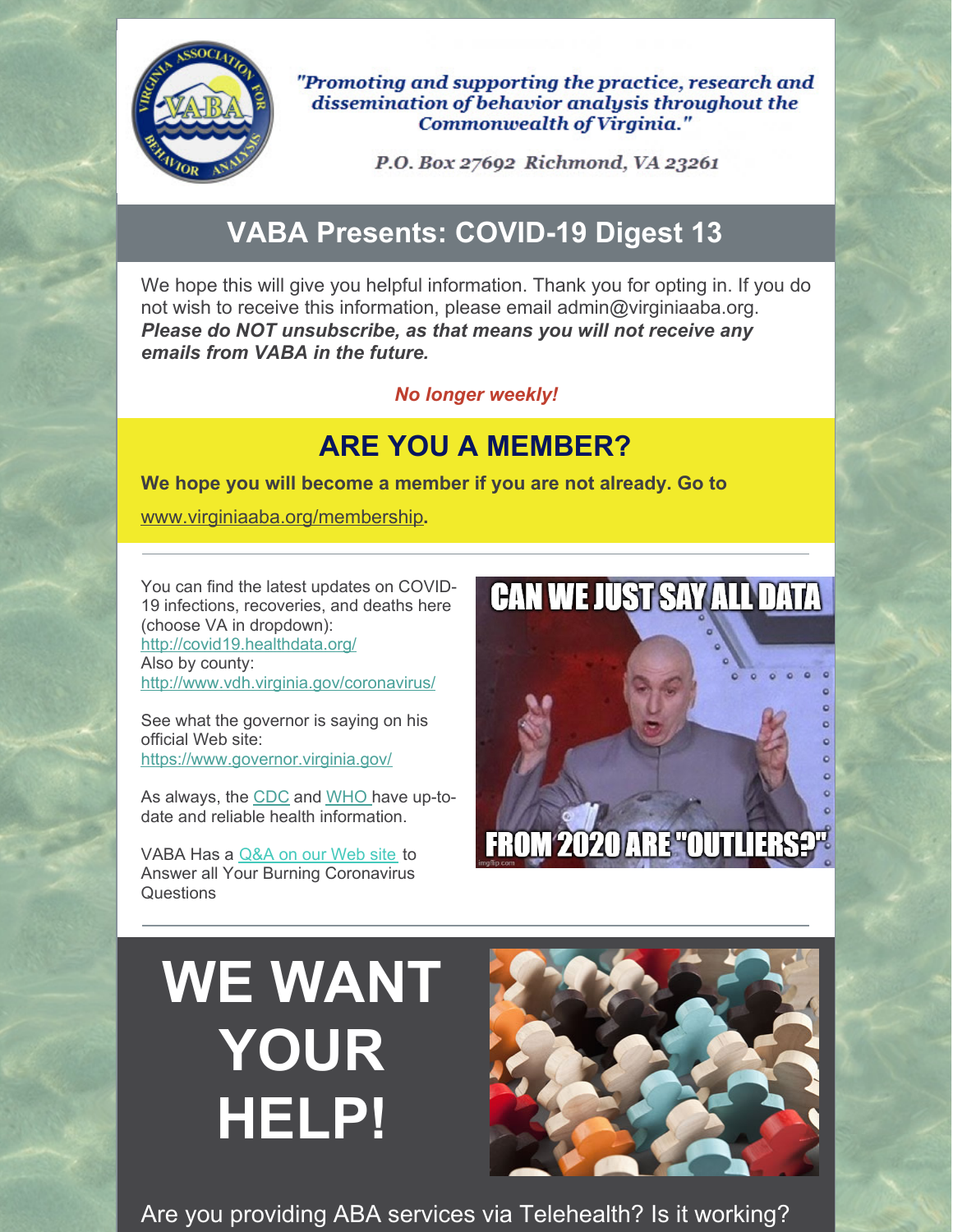*"Promoting and supporting the practice, research and dissemination of behavior analysis throughout the Commonwealth of Virginia."*

*P.O. Box 27692 Richmond, VA 23261*

## VABA Presents: COVID-19 Digest 13

We hope this will give you helpful information. Thank you for opting in. If you do not wish to receive this information, please email admin@virginiaaba.org. ***Please do NOT unsubscribe, as that means you will not receive any emails from VABA in the future.***

***No longer weekly!***

## ARE YOU A MEMBER?

**We hope you will become a member if you are not already. Go to**

www.virginiaaba.org/membership**.**

You can find the latest updates on COVID-19 infections, recoveries, and deaths here (choose VA in dropdown): http://covid19.healthdata.org/
Also by county: http://www.vdh.virginia.gov/coronavirus/

See what the governor is saying on his official Web site: https://www.governor.virginia.gov/

As always, the CDC and WHO have up-to-date and reliable health information.

VABA Has a Q&A on our Web site to Answer all Your Burning Coronavirus Questions

# WE WANT YOUR HELP!

Are you providing ABA services via Telehealth? Is it working?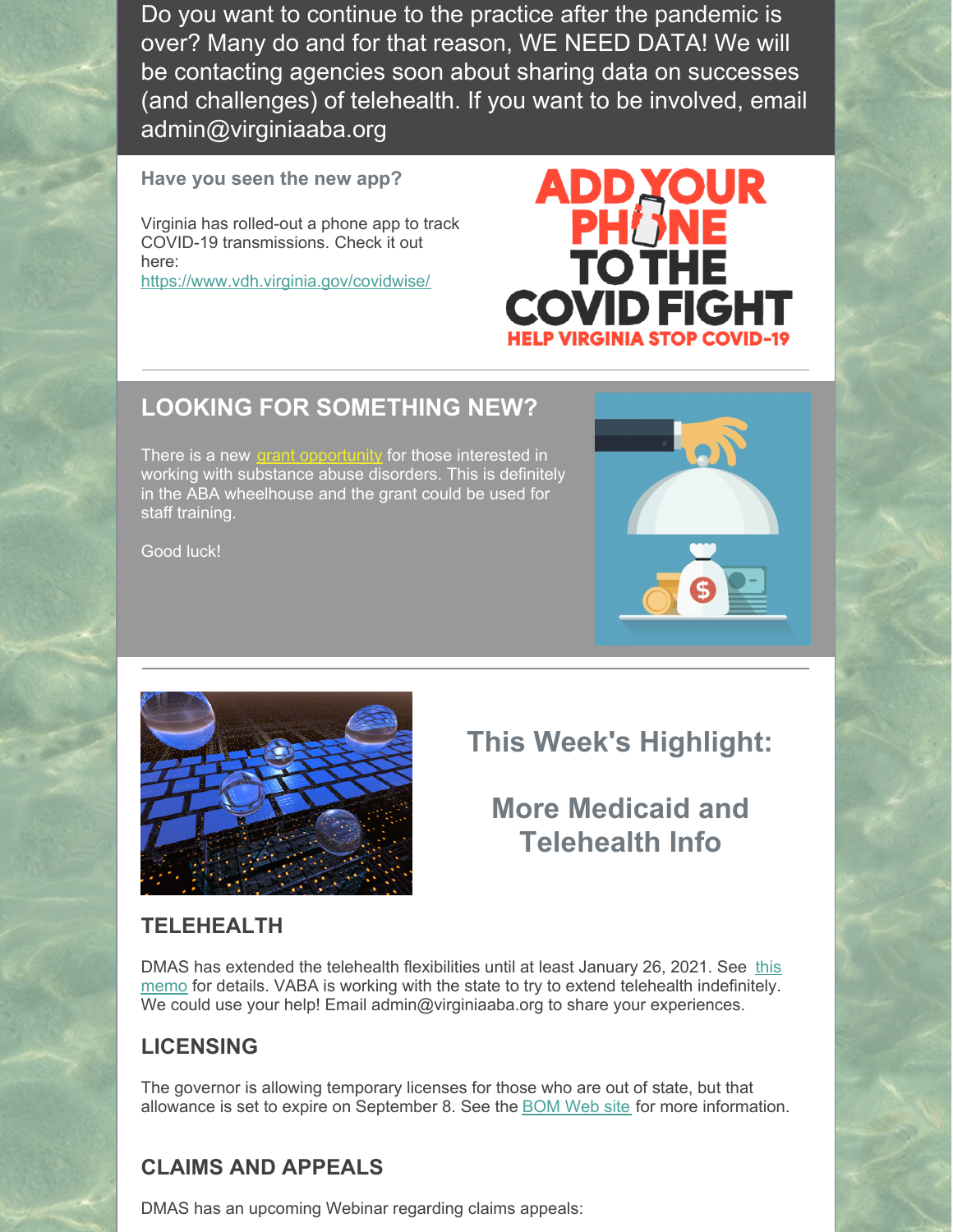Do you want to continue to the practice after the pandemic is over? Many do and for that reason, WE NEED DATA! We will be contacting agencies soon about sharing data on successes (and challenges) of telehealth. If you want to be involved, email admin@virginiaaba.org

**Have you seen the new app?**

Virginia has rolled-out a phone app to track COVID-19 transmissions. Check it out here:
https://www.vdh.virginia.gov/covidwise/

ADD YOUR PHONE TO THE COVID FIGHT
HELP VIRGINIA STOP COVID-19

## LOOKING FOR SOMETHING NEW?

There is a new grant opportunity for those interested in working with substance abuse disorders. This is definitely in the ABA wheelhouse and the grant could be used for staff training.

Good luck!

## This Week's Highlight:

## More Medicaid and Telehealth Info

### TELEHEALTH

DMAS has extended the telehealth flexibilities until at least January 26, 2021. See this memo for details. VABA is working with the state to try to extend telehealth indefinitely. We could use your help! Email admin@virginiaaba.org to share your experiences.

### LICENSING

The governor is allowing temporary licenses for those who are out of state, but that allowance is set to expire on September 8. See the BOM Web site for more information.

### CLAIMS AND APPEALS

DMAS has an upcoming Webinar regarding claims appeals: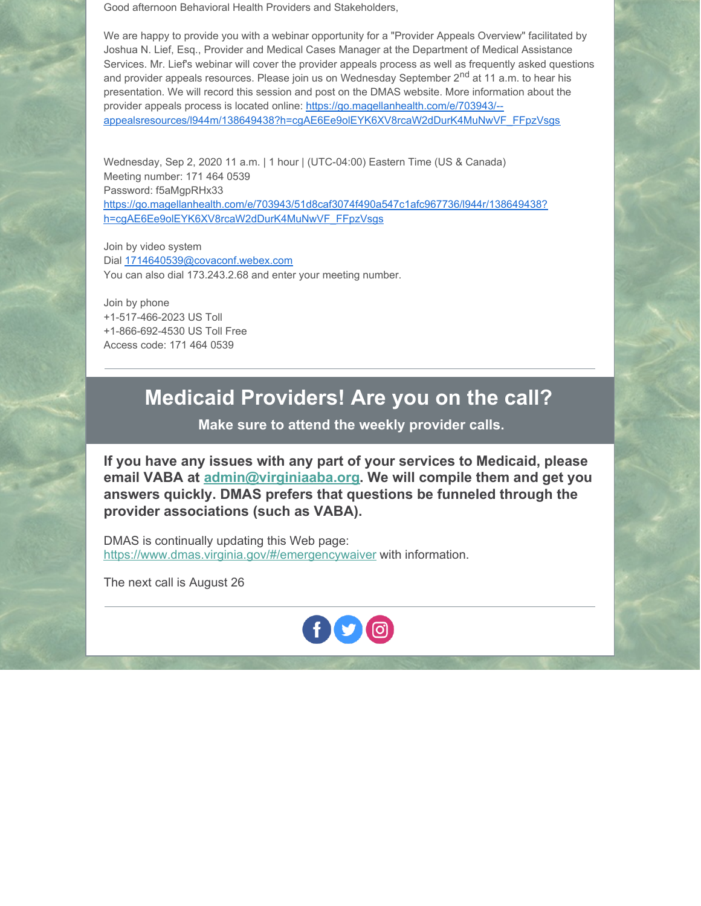Good afternoon Behavioral Health Providers and Stakeholders,

We are happy to provide you with a webinar opportunity for a "Provider Appeals Overview" facilitated by Joshua N. Lief, Esq., Provider and Medical Cases Manager at the Department of Medical Assistance Services. Mr. Lief's webinar will cover the provider appeals process as well as frequently asked questions and provider appeals resources. Please join us on Wednesday September 2nd at 11 a.m. to hear his presentation. We will record this session and post on the DMAS website. More information about the provider appeals process is located online: https://go.magellanhealth.com/e/703943/--appealsresources/l944m/138649438?h=cgAE6Ee9olEYK6XV8rcaW2dDurK4MuNwVF_FFpzVsgs

Wednesday, Sep 2, 2020 11 a.m. | 1 hour | (UTC-04:00) Eastern Time (US & Canada)
Meeting number: 171 464 0539
Password: f5aMgpRHx33
https://go.magellanhealth.com/e/703943/51d8caf3074f490a547c1afc967736/l944r/138649438?h=cgAE6Ee9olEYK6XV8rcaW2dDurK4MuNwVF_FFpzVsgs

Join by video system
Dial 1714640539@covaconf.webex.com
You can also dial 173.243.2.68 and enter your meeting number.

Join by phone
+1-517-466-2023 US Toll
+1-866-692-4530 US Toll Free
Access code: 171 464 0539

---

## Medicaid Providers! Are you on the call?

**Make sure to attend the weekly provider calls.**

**If you have any issues with any part of your services to Medicaid, please email VABA at admin@virginiaaba.org. We will compile them and get you answers quickly. DMAS prefers that questions be funneled through the provider associations (such as VABA).**

DMAS is continually updating this Web page: https://www.dmas.virginia.gov/#/emergencywaiver with information.

The next call is August 26